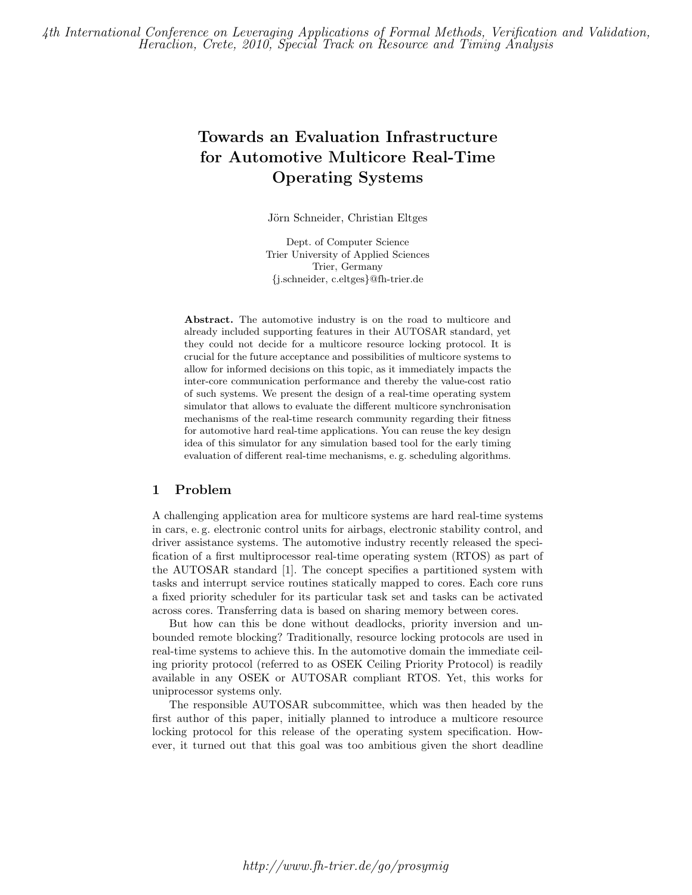*4th International Conference on Leveraging Applications of Formal Methods, Verification and Validation, Heraclion, Crete, 2010, Special Track on Resource and Timing Analysis*

# Towards an Evaluation Infrastructure for Automotive Multicore Real-Time Operating Systems

Jörn Schneider, Christian Eltges

Dept. of Computer Science
Trier University of Applied Sciences
Trier, Germany
{j.schneider, c.eltges}@fh-trier.de

**Abstract.** The automotive industry is on the road to multicore and already included supporting features in their AUTOSAR standard, yet they could not decide for a multicore resource locking protocol. It is crucial for the future acceptance and possibilities of multicore systems to allow for informed decisions on this topic, as it immediately impacts the inter-core communication performance and thereby the value-cost ratio of such systems. We present the design of a real-time operating system simulator that allows to evaluate the different multicore synchronisation mechanisms of the real-time research community regarding their fitness for automotive hard real-time applications. You can reuse the key design idea of this simulator for any simulation based tool for the early timing evaluation of different real-time mechanisms, e. g. scheduling algorithms.

## 1 Problem

A challenging application area for multicore systems are hard real-time systems in cars, e. g. electronic control units for airbags, electronic stability control, and driver assistance systems. The automotive industry recently released the specification of a first multiprocessor real-time operating system (RTOS) as part of the AUTOSAR standard [1]. The concept specifies a partitioned system with tasks and interrupt service routines statically mapped to cores. Each core runs a fixed priority scheduler for its particular task set and tasks can be activated across cores. Transferring data is based on sharing memory between cores.

But how can this be done without deadlocks, priority inversion and unbounded remote blocking? Traditionally, resource locking protocols are used in real-time systems to achieve this. In the automotive domain the immediate ceiling priority protocol (referred to as OSEK Ceiling Priority Protocol) is readily available in any OSEK or AUTOSAR compliant RTOS. Yet, this works for uniprocessor systems only.

The responsible AUTOSAR subcommittee, which was then headed by the first author of this paper, initially planned to introduce a multicore resource locking protocol for this release of the operating system specification. However, it turned out that this goal was too ambitious given the short deadline

*http://www.fh-trier.de/go/prosymig*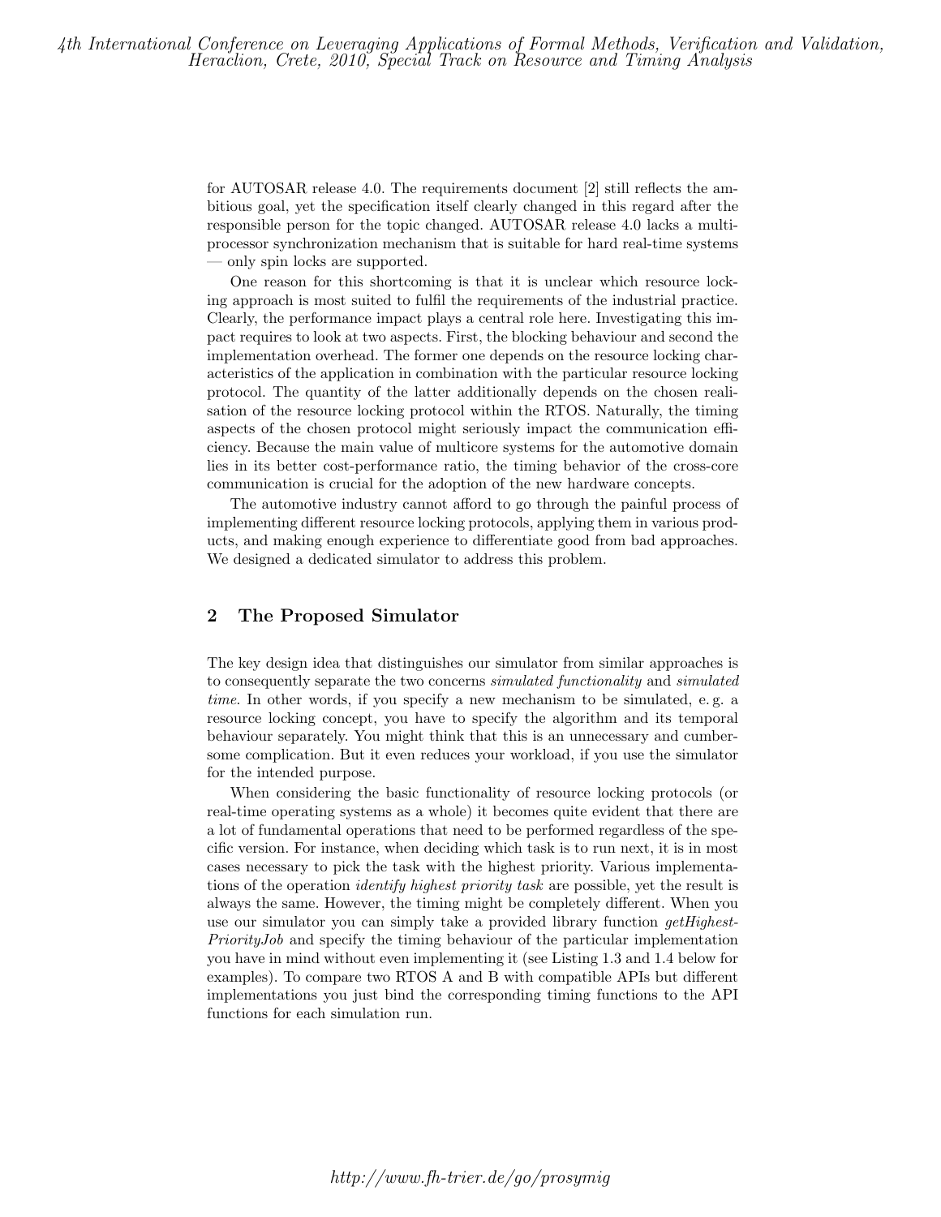for AUTOSAR release 4.0. The requirements document [2] still reflects the ambitious goal, yet the specification itself clearly changed in this regard after the responsible person for the topic changed. AUTOSAR release 4.0 lacks a multiprocessor synchronization mechanism that is suitable for hard real-time systems — only spin locks are supported.

One reason for this shortcoming is that it is unclear which resource locking approach is most suited to fulfil the requirements of the industrial practice. Clearly, the performance impact plays a central role here. Investigating this impact requires to look at two aspects. First, the blocking behaviour and second the implementation overhead. The former one depends on the resource locking characteristics of the application in combination with the particular resource locking protocol. The quantity of the latter additionally depends on the chosen realisation of the resource locking protocol within the RTOS. Naturally, the timing aspects of the chosen protocol might seriously impact the communication efficiency. Because the main value of multicore systems for the automotive domain lies in its better cost-performance ratio, the timing behavior of the cross-core communication is crucial for the adoption of the new hardware concepts.

The automotive industry cannot afford to go through the painful process of implementing different resource locking protocols, applying them in various products, and making enough experience to differentiate good from bad approaches. We designed a dedicated simulator to address this problem.

## 2 The Proposed Simulator

The key design idea that distinguishes our simulator from similar approaches is to consequently separate the two concerns *simulated functionality* and *simulated time*. In other words, if you specify a new mechanism to be simulated, e. g. a resource locking concept, you have to specify the algorithm and its temporal behaviour separately. You might think that this is an unnecessary and cumbersome complication. But it even reduces your workload, if you use the simulator for the intended purpose.

When considering the basic functionality of resource locking protocols (or real-time operating systems as a whole) it becomes quite evident that there are a lot of fundamental operations that need to be performed regardless of the specific version. For instance, when deciding which task is to run next, it is in most cases necessary to pick the task with the highest priority. Various implementations of the operation *identify highest priority task* are possible, yet the result is always the same. However, the timing might be completely different. When you use our simulator you can simply take a provided library function *getHighestPriorityJob* and specify the timing behaviour of the particular implementation you have in mind without even implementing it (see Listing 1.3 and 1.4 below for examples). To compare two RTOS A and B with compatible APIs but different implementations you just bind the corresponding timing functions to the API functions for each simulation run.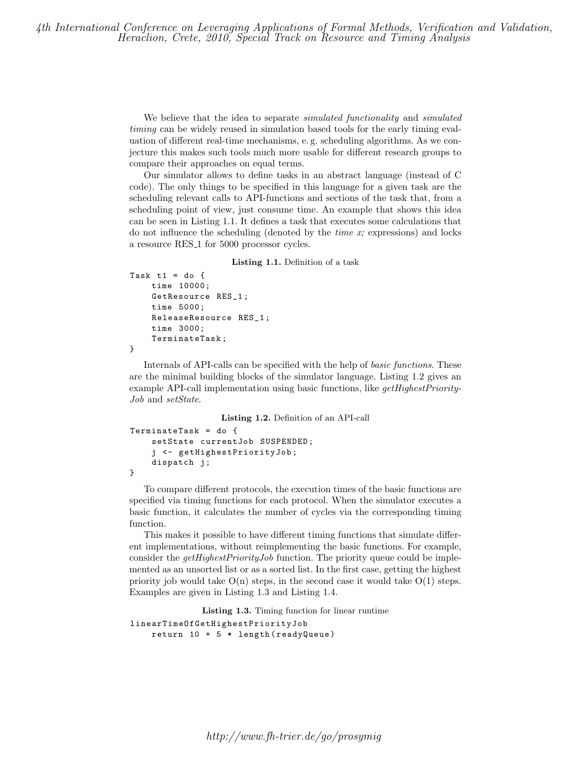We believe that the idea to separate *simulated functionality* and *simulated timing* can be widely reused in simulation based tools for the early timing evaluation of different real-time mechanisms, e. g. scheduling algorithms. As we conjecture this makes such tools much more usable for different research groups to compare their approaches on equal terms.

Our simulator allows to define tasks in an abstract language (instead of C code). The only things to be specified in this language for a given task are the scheduling relevant calls to API-functions and sections of the task that, from a scheduling point of view, just consume time. An example that shows this idea can be seen in Listing 1.1. It defines a task that executes some calculations that do not influence the scheduling (denoted by the *time x;* expressions) and locks a resource RES_1 for 5000 processor cycles.

**Listing 1.1.** Definition of a task

```
Task t1 = do {
    time 10000;
    GetResource RES_1;
    time 5000;
    ReleaseResource RES_1;
    time 3000;
    TerminateTask;
}
```

Internals of API-calls can be specified with the help of *basic functions*. These are the minimal building blocks of the simulator language. Listing 1.2 gives an example API-call implementation using basic functions, like *getHighestPriorityJob* and *setState*.

**Listing 1.2.** Definition of an API-call

```
TerminateTask = do {
    setState currentJob SUSPENDED;
    j <- getHighestPriorityJob;
    dispatch j;
}
```

To compare different protocols, the execution times of the basic functions are specified via timing functions for each protocol. When the simulator executes a basic function, it calculates the number of cycles via the corresponding timing function.

This makes it possible to have different timing functions that simulate different implementations, without reimplementing the basic functions. For example, consider the *getHighestPriorityJob* function. The priority queue could be implemented as an unsorted list or as a sorted list. In the first case, getting the highest priority job would take O(n) steps, in the second case it would take O(1) steps. Examples are given in Listing 1.3 and Listing 1.4.

**Listing 1.3.** Timing function for linear runtime

```
linearTimeOfGetHighestPriorityJob
    return 10 + 5 * length(readyQueue)
```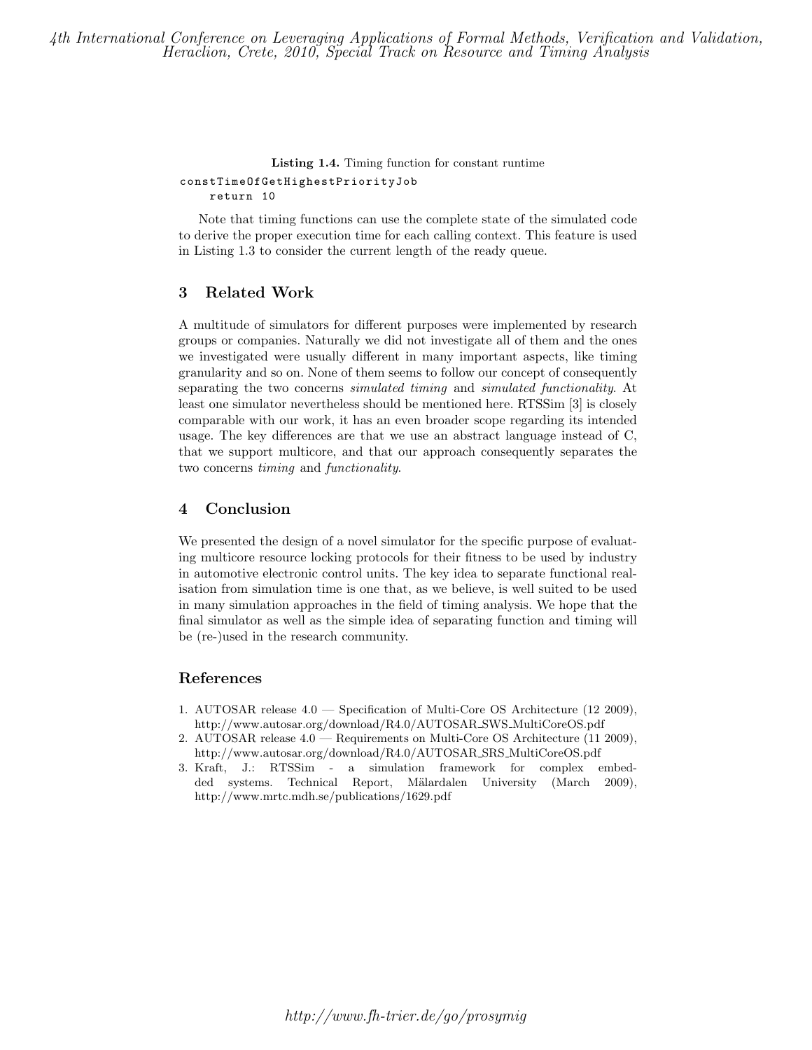**Listing 1.4.** Timing function for constant runtime

```
constTimeOfGetHighestPriorityJob
    return 10
```

Note that timing functions can use the complete state of the simulated code to derive the proper execution time for each calling context. This feature is used in Listing 1.3 to consider the current length of the ready queue.

## 3 Related Work

A multitude of simulators for different purposes were implemented by research groups or companies. Naturally we did not investigate all of them and the ones we investigated were usually different in many important aspects, like timing granularity and so on. None of them seems to follow our concept of consequently separating the two concerns *simulated timing* and *simulated functionality*. At least one simulator nevertheless should be mentioned here. RTSSim [3] is closely comparable with our work, it has an even broader scope regarding its intended usage. The key differences are that we use an abstract language instead of C, that we support multicore, and that our approach consequently separates the two concerns *timing* and *functionality*.

## 4 Conclusion

We presented the design of a novel simulator for the specific purpose of evaluating multicore resource locking protocols for their fitness to be used by industry in automotive electronic control units. The key idea to separate functional realisation from simulation time is one that, as we believe, is well suited to be used in many simulation approaches in the field of timing analysis. We hope that the final simulator as well as the simple idea of separating function and timing will be (re-)used in the research community.

## References

1. AUTOSAR release 4.0 — Specification of Multi-Core OS Architecture (12 2009), http://www.autosar.org/download/R4.0/AUTOSAR_SWS_MultiCoreOS.pdf
2. AUTOSAR release 4.0 — Requirements on Multi-Core OS Architecture (11 2009), http://www.autosar.org/download/R4.0/AUTOSAR_SRS_MultiCoreOS.pdf
3. Kraft, J.: RTSSim - a simulation framework for complex embedded systems. Technical Report, Mälardalen University (March 2009), http://www.mrtc.mdh.se/publications/1629.pdf